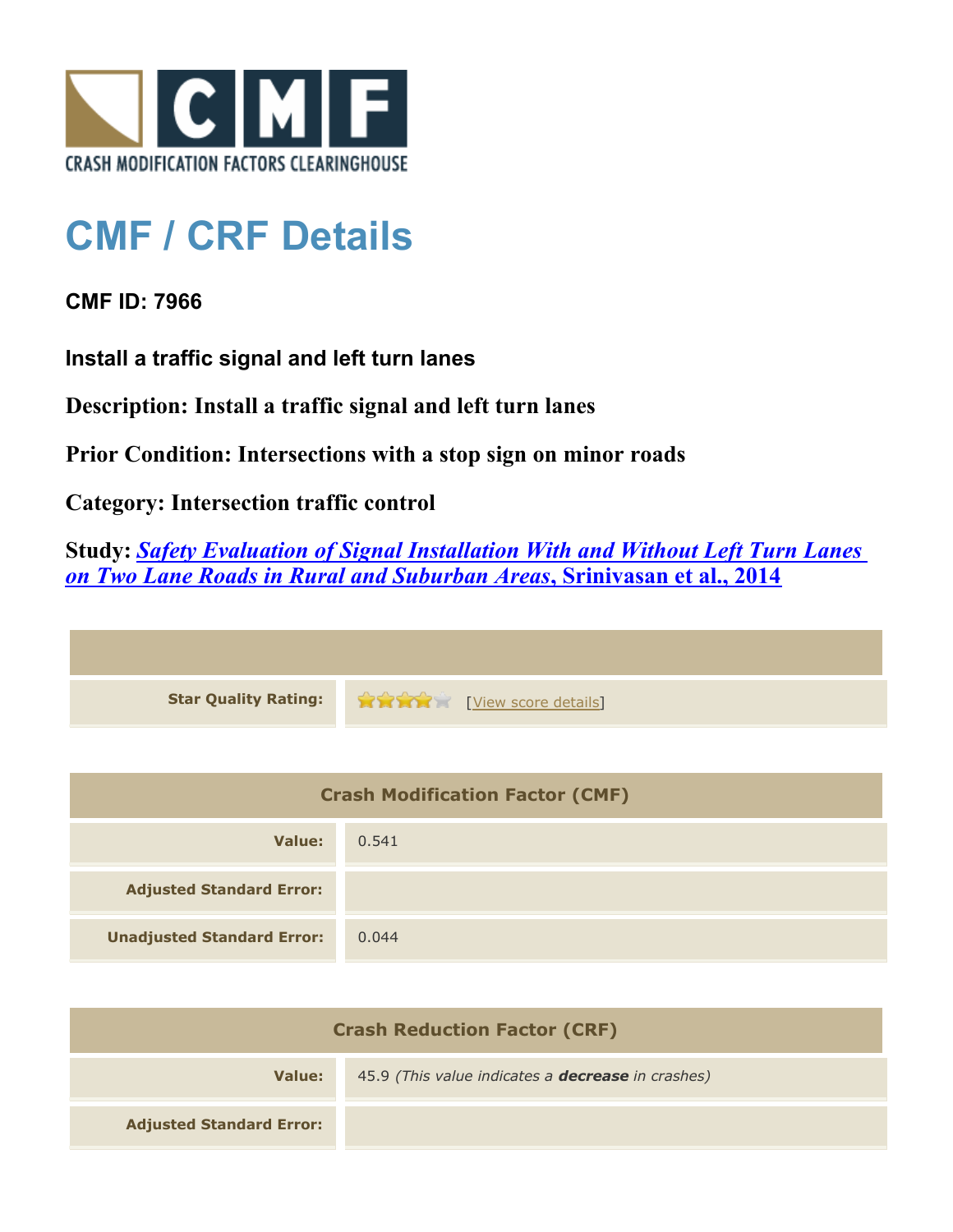CRASH MODIFICATION FACTORS CLEARINGHOUSE

# CMF / CRF Details

## CMF ID: 7966

### Install a traffic signal and left turn lanes

**Description: Install a traffic signal and left turn lanes**

**Prior Condition: Intersections with a stop sign on minor roads**

**Category: Intersection traffic control**

**Study:** ***Safety Evaluation of Signal Installation With and Without Left Turn Lanes on Two Lane Roads in Rural and Suburban Areas*, Srinivasan et al., 2014**

| | |
|---|---|
| **Star Quality Rating:** | ★★★★☆ [View score details] |

| Crash Modification Factor (CMF) | |
|---|---|
| **Value:** | 0.541 |
| **Adjusted Standard Error:** | |
| **Unadjusted Standard Error:** | 0.044 |

| Crash Reduction Factor (CRF) | |
|---|---|
| **Value:** | 45.9 *(This value indicates a **decrease** in crashes)* |
| **Adjusted Standard Error:** | |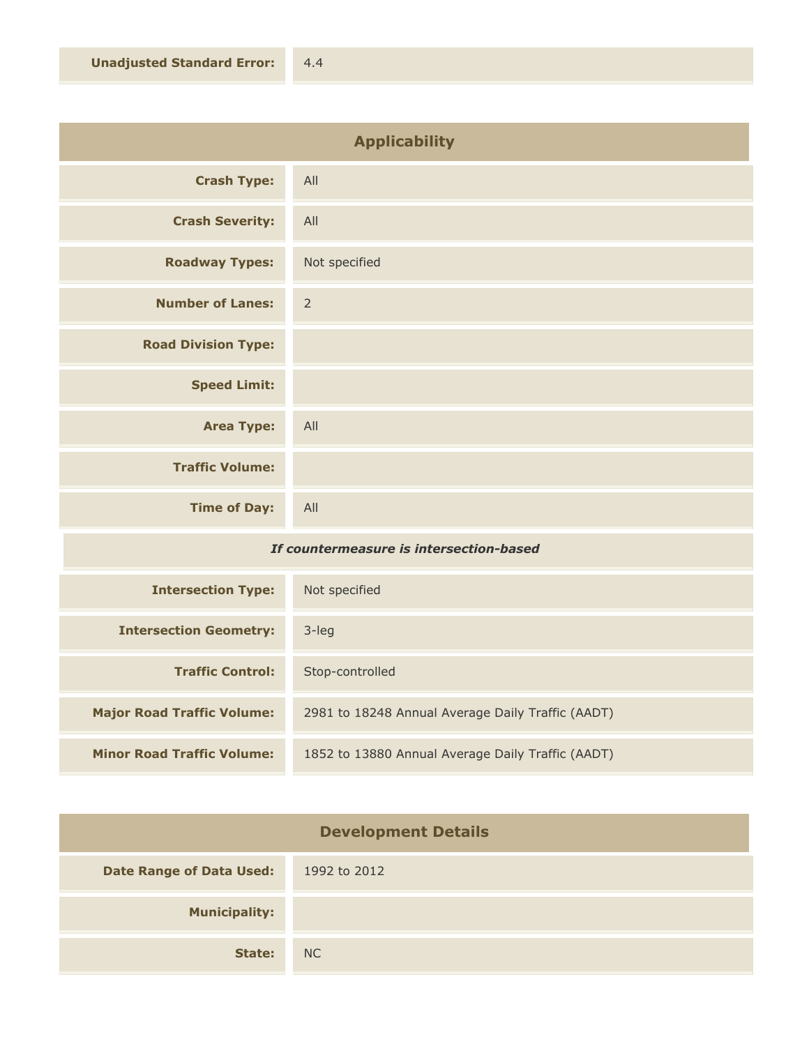| | |
|---|---|
| **Unadjusted Standard Error:** | 4.4 |

## Applicability

| | |
|---|---|
| **Crash Type:** | All |
| **Crash Severity:** | All |
| **Roadway Types:** | Not specified |
| **Number of Lanes:** | 2 |
| **Road Division Type:** | |
| **Speed Limit:** | |
| **Area Type:** | All |
| **Traffic Volume:** | |
| **Time of Day:** | All |

***If countermeasure is intersection-based***

| | |
|---|---|
| **Intersection Type:** | Not specified |
| **Intersection Geometry:** | 3-leg |
| **Traffic Control:** | Stop-controlled |
| **Major Road Traffic Volume:** | 2981 to 18248 Annual Average Daily Traffic (AADT) |
| **Minor Road Traffic Volume:** | 1852 to 13880 Annual Average Daily Traffic (AADT) |

## Development Details

| | |
|---|---|
| **Date Range of Data Used:** | 1992 to 2012 |
| **Municipality:** | |
| **State:** | NC |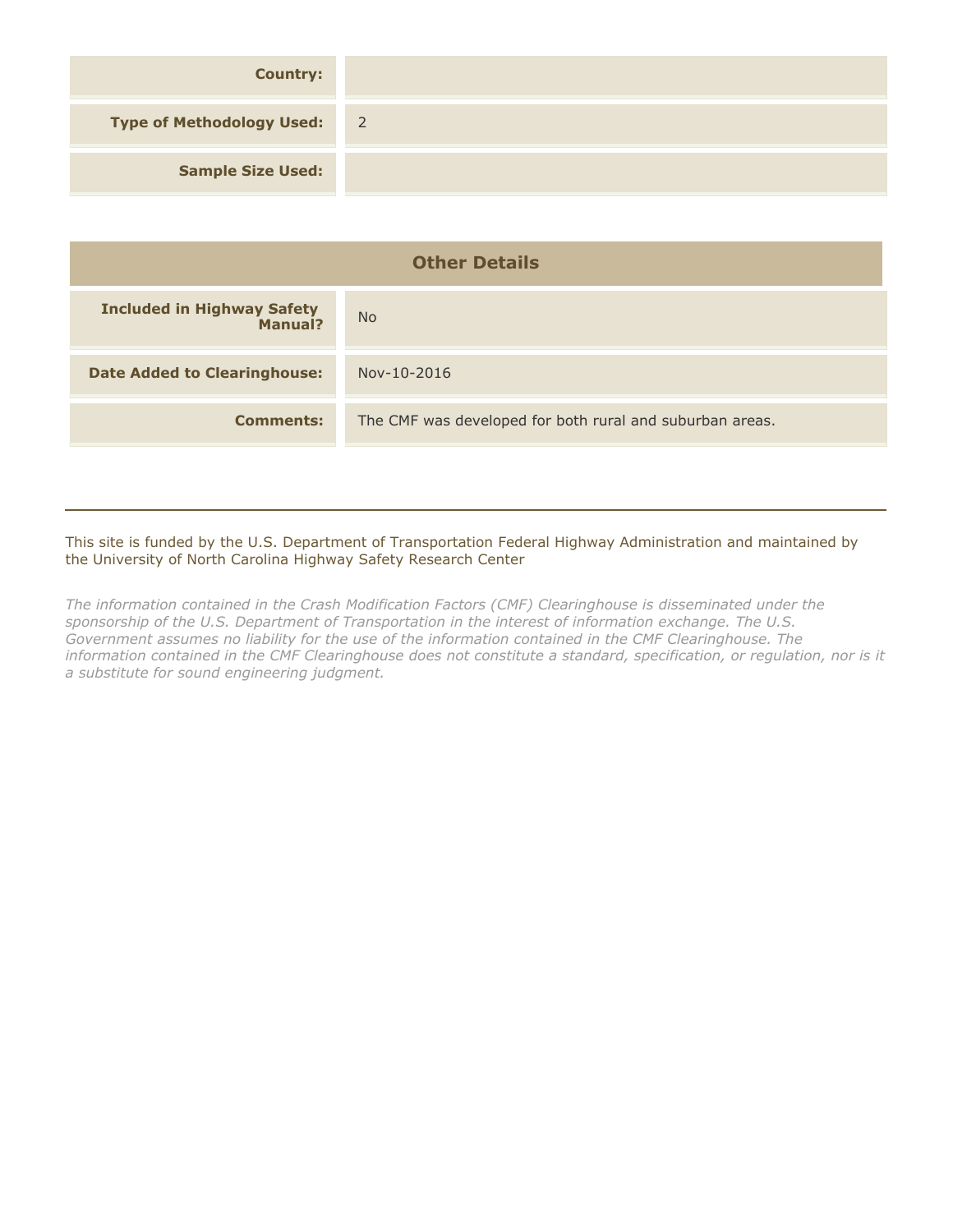| | |
|---|---|
| **Country:** | |
| **Type of Methodology Used:** | 2 |
| **Sample Size Used:** | |

## Other Details

| | |
|---|---|
| **Included in Highway Safety Manual?** | No |
| **Date Added to Clearinghouse:** | Nov-10-2016 |
| **Comments:** | The CMF was developed for both rural and suburban areas. |

---

This site is funded by the U.S. Department of Transportation Federal Highway Administration and maintained by the University of North Carolina Highway Safety Research Center

*The information contained in the Crash Modification Factors (CMF) Clearinghouse is disseminated under the sponsorship of the U.S. Department of Transportation in the interest of information exchange. The U.S. Government assumes no liability for the use of the information contained in the CMF Clearinghouse. The information contained in the CMF Clearinghouse does not constitute a standard, specification, or regulation, nor is it a substitute for sound engineering judgment.*